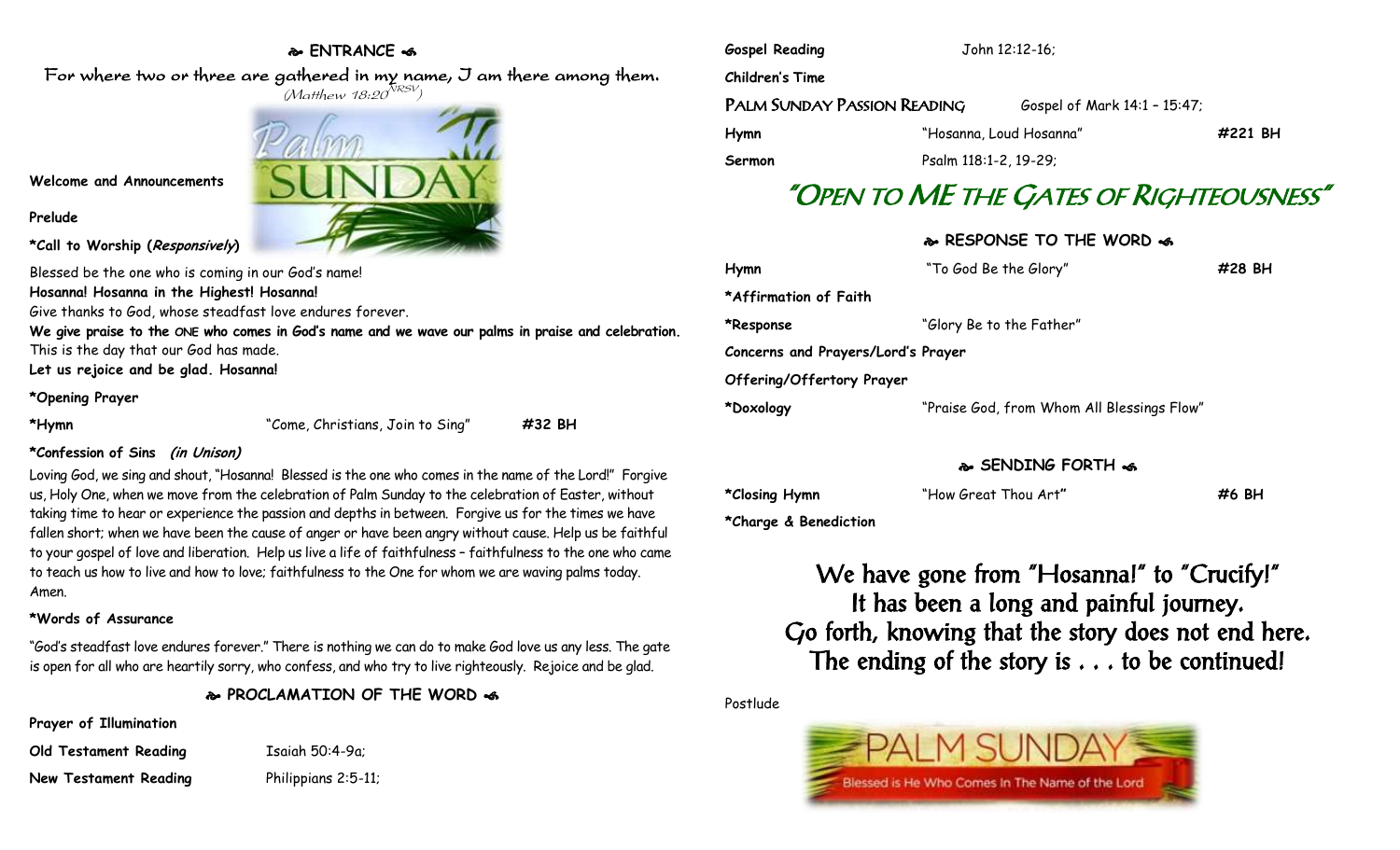## ❧ ENTRANCE ☙

For where two or three are gathered in my name, I am there among them.
*(Matthew 18:20 NRSV)*

**Welcome and Announcements**

**Prelude**

**\*Call to Worship (*Responsively*)**

Blessed be the one who is coming in our God's name!
**Hosanna! Hosanna in the Highest! Hosanna!**
Give thanks to God, whose steadfast love endures forever.
**We give praise to the ONE who comes in God's name and we wave our palms in praise and celebration.**
This is the day that our God has made.
**Let us rejoice and be glad. Hosanna!**

**\*Opening Prayer**

**\*Hymn** "Come, Christians, Join to Sing" **#32 BH**

**\*Confession of Sins (*in Unison*)**

Loving God, we sing and shout, "Hosanna! Blessed is the one who comes in the name of the Lord!" Forgive us, Holy One, when we move from the celebration of Palm Sunday to the celebration of Easter, without taking time to hear or experience the passion and depths in between. Forgive us for the times we have fallen short; when we have been the cause of anger or have been angry without cause. Help us be faithful to your gospel of love and liberation. Help us live a life of faithfulness – faithfulness to the one who came to teach us how to live and how to love; faithfulness to the One for whom we are waving palms today. Amen.

**\*Words of Assurance**

"God's steadfast love endures forever." There is nothing we can do to make God love us any less. The gate is open for all who are heartily sorry, who confess, and who try to live righteously. Rejoice and be glad.

## ❧ PROCLAMATION OF THE WORD ☙

**Prayer of Illumination**

**Old Testament Reading** Isaiah 50:4-9a;

**New Testament Reading** Philippians 2:5-11;

**Gospel Reading** John 12:12-16;

**Children's Time**

**PALM SUNDAY PASSION READING** Gospel of Mark 14:1 – 15:47;

**Hymn** "Hosanna, Loud Hosanna" **#221 BH**

**Sermon** Psalm 118:1-2, 19-29;

# "OPEN TO ME THE GATES OF RIGHTEOUSNESS"

## ❧ RESPONSE TO THE WORD ☙

**Hymn** "To God Be the Glory" **#28 BH**

**\*Affirmation of Faith**

**\*Response** "Glory Be to the Father"

**Concerns and Prayers/Lord's Prayer**

**Offering/Offertory Prayer**

**\*Doxology** "Praise God, from Whom All Blessings Flow"

## ❧ SENDING FORTH ☙

**\*Closing Hymn** "How Great Thou Art" **#6 BH**

**\*Charge & Benediction**

We have gone from "Hosanna!" to "Crucify!"
It has been a long and painful journey.
Go forth, knowing that the story does not end here.
The ending of the story is . . . to be continued!

Postlude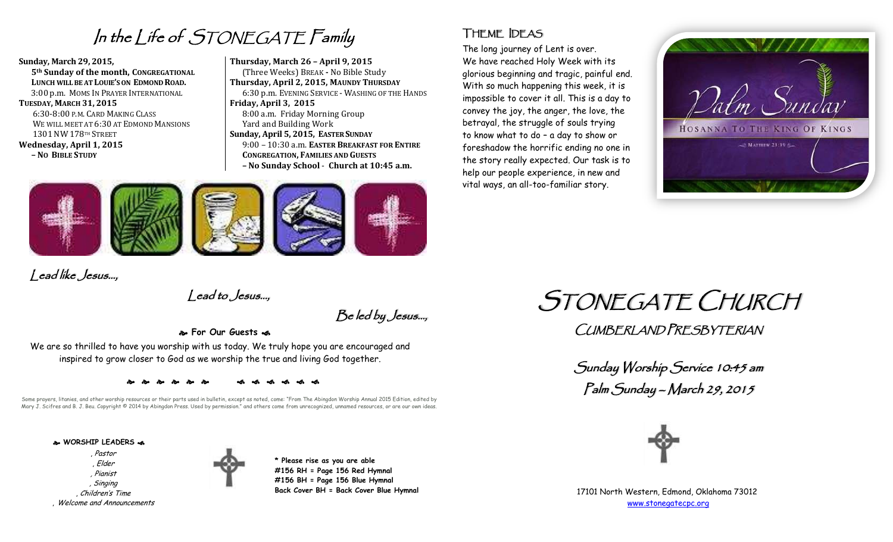# In the Life of STONEGATE Family

**Sunday, March 29, 2015,**
**5th Sunday of the month, CONGREGATIONAL LUNCH WILL BE AT LOUIE'S ON EDMOND ROAD.**
3:00 p.m. MOMS IN PRAYER INTERNATIONAL

**TUESDAY, MARCH 31, 2015**
6:30-8:00 P.M. CARD MAKING CLASS
WE WILL MEET AT 6:30 AT EDMOND MANSIONS
1301 NW 178TH STREET

**Wednesday, April 1, 2015**
**– NO BIBLE STUDY**

**Thursday, March 26 – April 9, 2015**
(Three Weeks) BREAK - No Bible Study

**Thursday, April 2, 2015, MAUNDY THURSDAY**
6:30 p.m. EVENING SERVICE - WASHING OF THE HANDS

**Friday, April 3, 2015**
8:00 a.m. Friday Morning Group
Yard and Building Work

**Sunday, April 5, 2015, EASTER SUNDAY**
9:00 – 10:30 a.m. **EASTER BREAKFAST FOR ENTIRE CONGREGATION, FAMILIES AND GUESTS**
**– No Sunday School - Church at 10:45 a.m.**

*Lead like Jesus...,*

*Lead to Jesus...,*

*Be led by Jesus...,*

**For Our Guests**

We are so thrilled to have you worship with us today. We truly hope you are encouraged and inspired to grow closer to God as we worship the true and living God together.

Some prayers, litanies, and other worship resources or their parts used in bulletin, except as noted, come: "From The Abingdon Worship Annual 2015 Edition, edited by Mary J. Scifres and B. J. Beu. Copyright © 2014 by Abingdon Press. Used by permission." and others come from unrecognized, unnamed resources, or are our own ideas.

**WORSHIP LEADERS**

, Pastor
, Elder
, Pianist
, Singing
, Children's Time
, Welcome and Announcements

**\* Please rise as you are able**
**#156 RH = Page 156 Red Hymnal**
**#156 BH = Page 156 Blue Hymnal**
**Back Cover BH = Back Cover Blue Hymnal**

## THEME IDEAS

The long journey of Lent is over. We have reached Holy Week with its glorious beginning and tragic, painful end. With so much happening this week, it is impossible to cover it all. This is a day to convey the joy, the anger, the love, the betrayal, the struggle of souls trying to know what to do – a day to show or foreshadow the horrific ending no one in the story really expected. Our task is to help our people experience, in new and vital ways, an all-too-familiar story.

Palm Sunday
HOSANNA TO THE KING OF KINGS
MATTHEW 21:39

# STONEGATE CHURCH

## CUMBERLAND PRESBYTERIAN

### Sunday Worship Service 10:45 am
### Palm Sunday – March 29, 2015

17101 North Western, Edmond, Oklahoma 73012
www.stonegatecpc.org